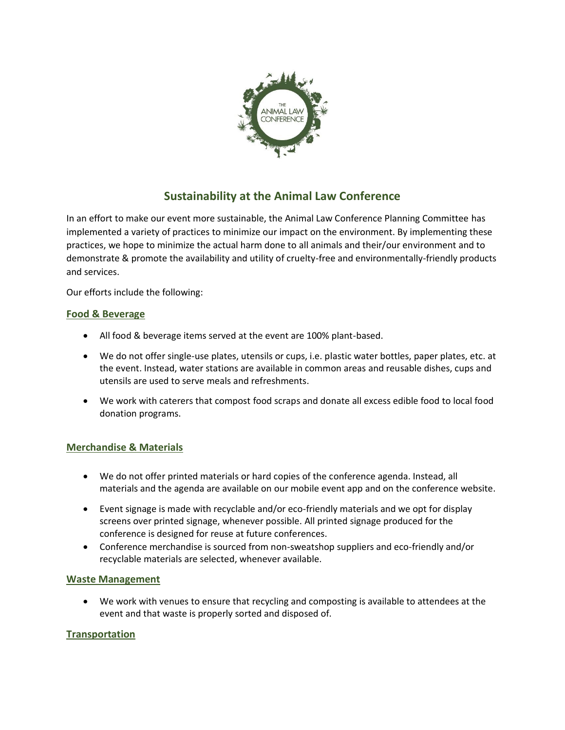# Sustainability at the Animal Law Conference

In an effort to make our event more sustainable, the Animal Law Conference Planning Committee has implemented a variety of practices to minimize our impact on the environment. By implementing these practices, we hope to minimize the actual harm done to all animals and their/our environment and to demonstrate & promote the availability and utility of cruelty-free and environmentally-friendly products and services.

Our efforts include the following:

## Food & Beverage

- All food & beverage items served at the event are 100% plant-based.
- We do not offer single-use plates, utensils or cups, i.e. plastic water bottles, paper plates, etc. at the event. Instead, water stations are available in common areas and reusable dishes, cups and utensils are used to serve meals and refreshments.
- We work with caterers that compost food scraps and donate all excess edible food to local food donation programs.

## Merchandise & Materials

- We do not offer printed materials or hard copies of the conference agenda. Instead, all materials and the agenda are available on our mobile event app and on the conference website.
- Event signage is made with recyclable and/or eco-friendly materials and we opt for display screens over printed signage, whenever possible. All printed signage produced for the conference is designed for reuse at future conferences.
- Conference merchandise is sourced from non-sweatshop suppliers and eco-friendly and/or recyclable materials are selected, whenever available.

## Waste Management

- We work with venues to ensure that recycling and composting is available to attendees at the event and that waste is properly sorted and disposed of.

## Transportation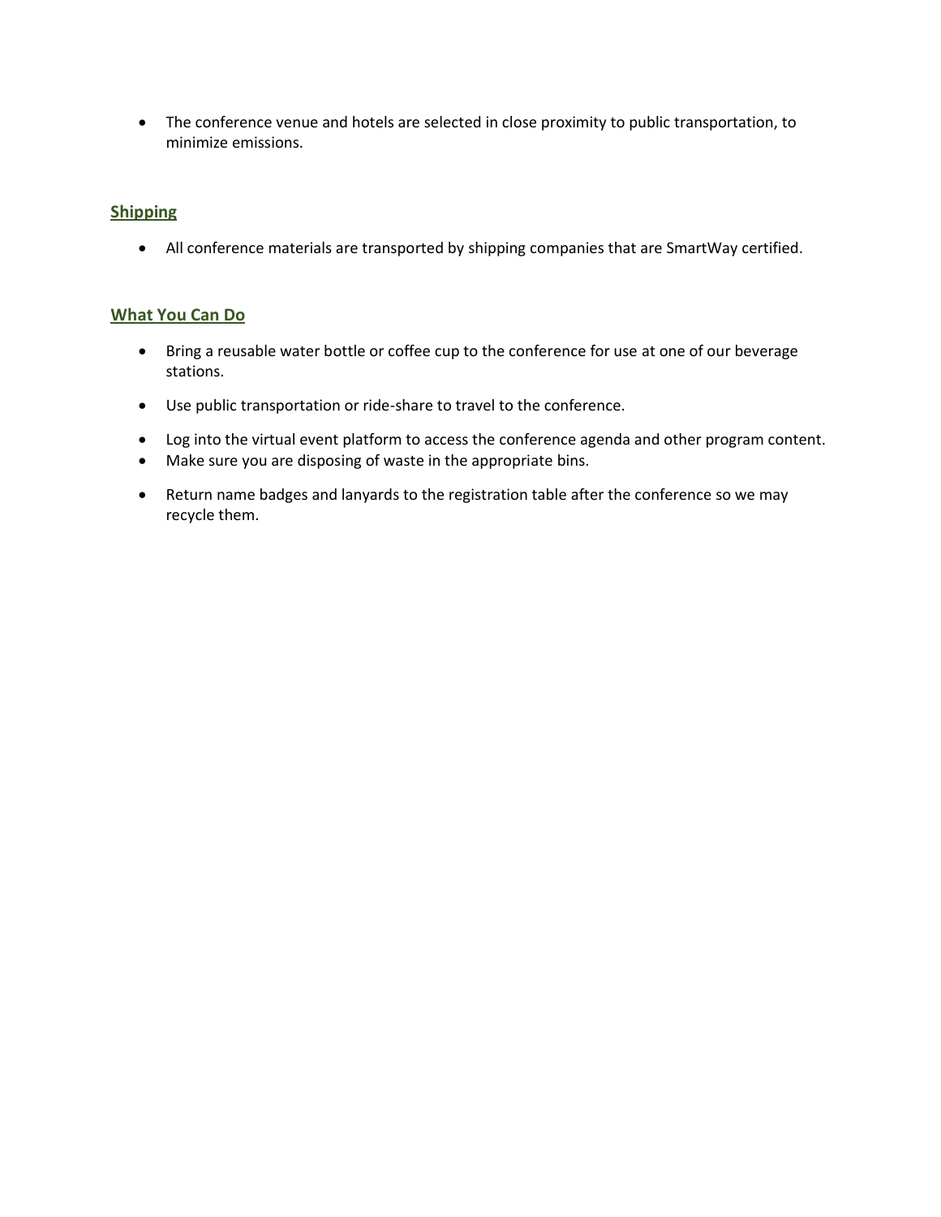- The conference venue and hotels are selected in close proximity to public transportation, to minimize emissions.

## Shipping

- All conference materials are transported by shipping companies that are SmartWay certified.

## What You Can Do

- Bring a reusable water bottle or coffee cup to the conference for use at one of our beverage stations.
- Use public transportation or ride-share to travel to the conference.
- Log into the virtual event platform to access the conference agenda and other program content.
- Make sure you are disposing of waste in the appropriate bins.
- Return name badges and lanyards to the registration table after the conference so we may recycle them.